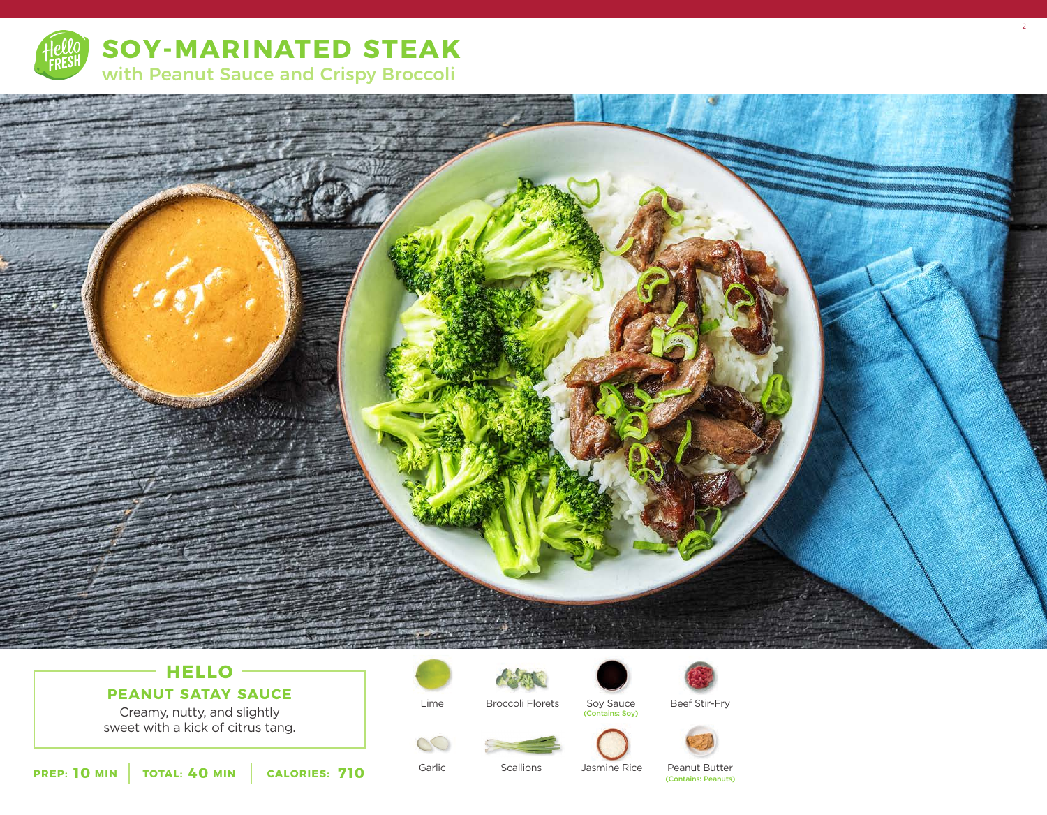# SOY-MARINATED STEAK

## with Peanut Sauce and Crispy Broccoli

### HELLO

**PEANUT SATAY SAUCE**

Creamy, nutty, and slightly sweet with a kick of citrus tang.

**PREP: 10 MIN** | **TOTAL: 40 MIN** | **CALORIES: 710**

- Lime
- Broccoli Florets
- Soy Sauce (Contains: Soy)
- Beef Stir-Fry
- Garlic
- Scallions
- Jasmine Rice
- Peanut Butter (Contains: Peanuts)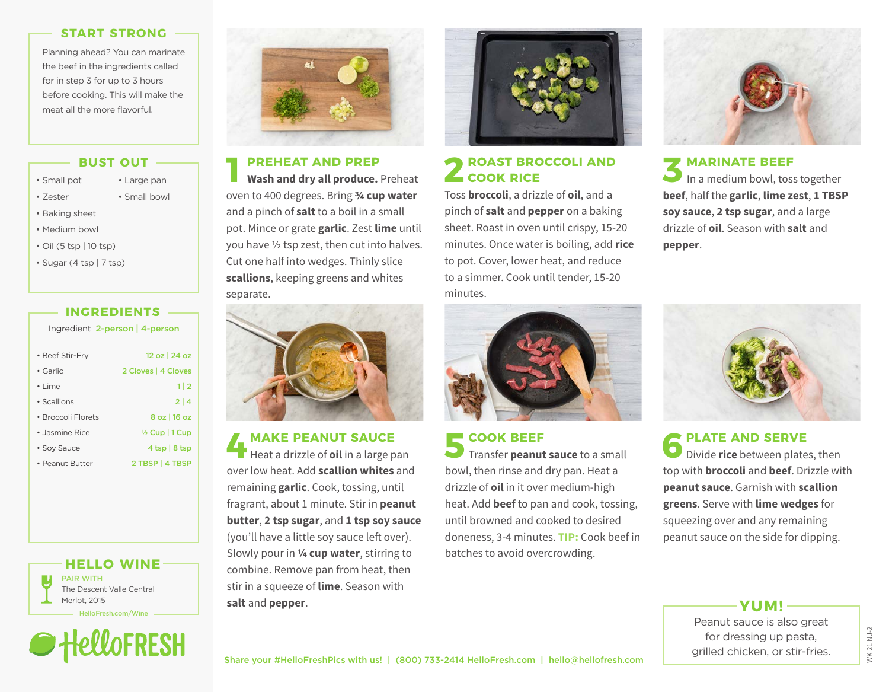## START STRONG

Planning ahead? You can marinate the beef in the ingredients called for in step 3 for up to 3 hours before cooking. This will make the meat all the more flavorful.

## BUST OUT

- Small pot
- Large pan
- Zester
- Small bowl
- Baking sheet
- Medium bowl
- Oil (5 tsp | 10 tsp)
- Sugar (4 tsp | 7 tsp)

## INGREDIENTS

| Ingredient | 2-person \| 4-person |
| --- | --- |
| Beef Stir-Fry | 12 oz \| 24 oz |
| Garlic | 2 Cloves \| 4 Cloves |
| Lime | 1 \| 2 |
| Scallions | 2 \| 4 |
| Broccoli Florets | 8 oz \| 16 oz |
| Jasmine Rice | ½ Cup \| 1 Cup |
| Soy Sauce | 4 tsp \| 8 tsp |
| Peanut Butter | 2 TBSP \| 4 TBSP |

## HELLO WINE

PAIR WITH

The Descent Valle Central Merlot, 2015

HelloFresh.com/Wine

HelloFRESH

## 1 PREHEAT AND PREP

**Wash and dry all produce.** Preheat oven to 400 degrees. Bring **¾ cup water** and a pinch of **salt** to a boil in a small pot. Mince or grate **garlic**. Zest **lime** until you have ½ tsp zest, then cut into halves. Cut one half into wedges. Thinly slice **scallions**, keeping greens and whites separate.

## 2 ROAST BROCCOLI AND COOK RICE

Toss **broccoli**, a drizzle of **oil**, and a pinch of **salt** and **pepper** on a baking sheet. Roast in oven until crispy, 15-20 minutes. Once water is boiling, add **rice** to pot. Cover, lower heat, and reduce to a simmer. Cook until tender, 15-20 minutes.

## 3 MARINATE BEEF

In a medium bowl, toss together **beef**, half the **garlic**, **lime zest**, **1 TBSP soy sauce**, **2 tsp sugar**, and a large drizzle of **oil**. Season with **salt** and **pepper**.

## 4 MAKE PEANUT SAUCE

Heat a drizzle of **oil** in a large pan over low heat. Add **scallion whites** and remaining **garlic**. Cook, tossing, until fragrant, about 1 minute. Stir in **peanut butter**, **2 tsp sugar**, and **1 tsp soy sauce** (you'll have a little soy sauce left over). Slowly pour in **¼ cup water**, stirring to combine. Remove pan from heat, then stir in a squeeze of **lime**. Season with **salt** and **pepper**.

## 5 COOK BEEF

Transfer **peanut sauce** to a small bowl, then rinse and dry pan. Heat a drizzle of **oil** in it over medium-high heat. Add **beef** to pan and cook, tossing, until browned and cooked to desired doneness, 3-4 minutes. **TIP:** Cook beef in batches to avoid overcrowding.

## 6 PLATE AND SERVE

Divide **rice** between plates, then top with **broccoli** and **beef**. Drizzle with **peanut sauce**. Garnish with **scallion greens**. Serve with **lime wedges** for squeezing over and any remaining peanut sauce on the side for dipping.

## YUM!

Peanut sauce is also great for dressing up pasta, grilled chicken, or stir-fries.

Share your #HelloFreshPics with us! | (800) 733-2414 HelloFresh.com | hello@hellofresh.com

WK 21 NJ-2